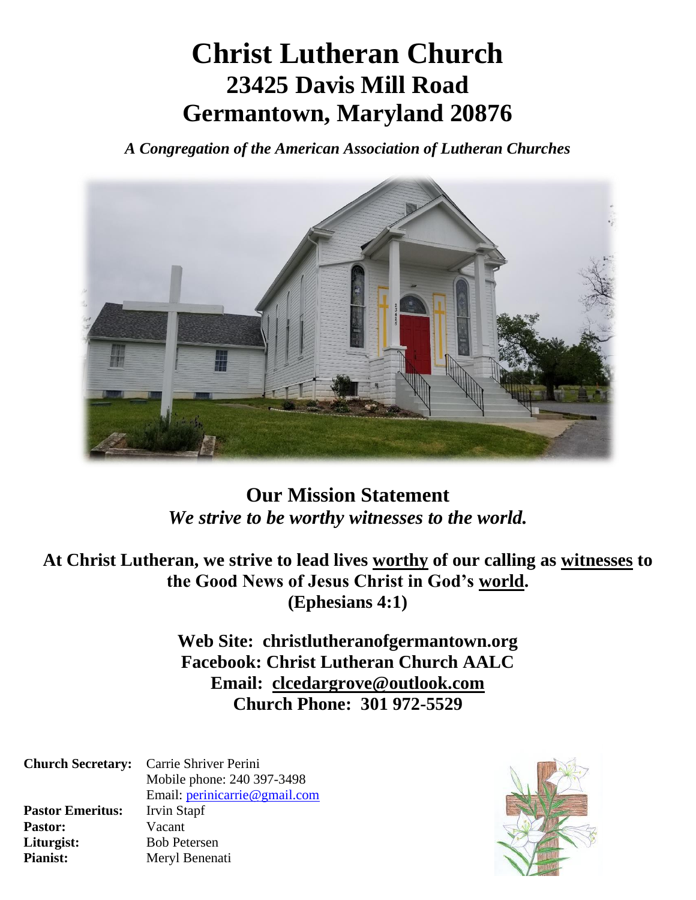# Christ Lutheran Church
## 23425 Davis Mill Road
## Germantown, Maryland 20876

*A Congregation of the American Association of Lutheran Churches*

## Our Mission Statement
*We strive to be worthy witnesses to the world.*

**At Christ Lutheran, we strive to lead lives worthy of our calling as witnesses to the Good News of Jesus Christ in God's world. (Ephesians 4:1)**

**Web Site: christlutheranofgermantown.org**
**Facebook: Christ Lutheran Church AALC**
**Email: clcedargrove@outlook.com**
**Church Phone: 301 972-5529**

**Church Secretary:** Carrie Shriver Perini
Mobile phone: 240 397-3498
Email: perinicarrie@gmail.com
**Pastor Emeritus:** Irvin Stapf
**Pastor:** Vacant
**Liturgist:** Bob Petersen
**Pianist:** Meryl Benenati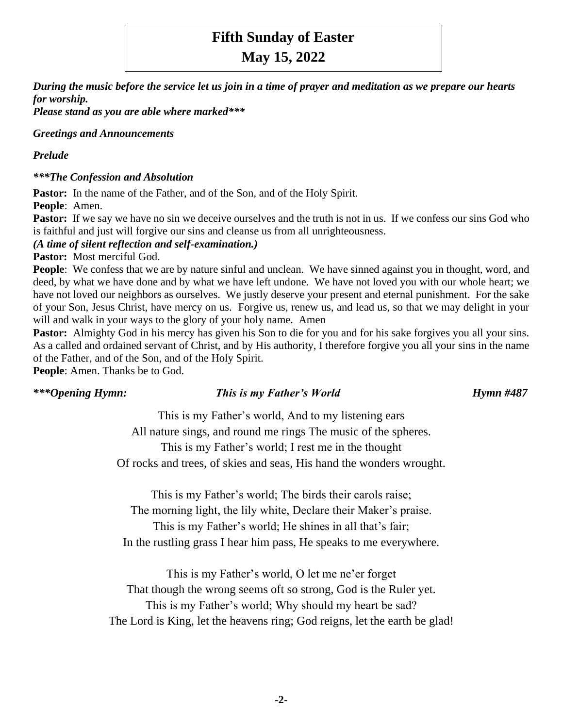# Fifth Sunday of Easter
# May 15, 2022

***During the music before the service let us join in a time of prayer and meditation as we prepare our hearts for worship.***
***Please stand as you are able where marked*****

***Greetings and Announcements***

***Prelude***

******The Confession and Absolution***

**Pastor:** In the name of the Father, and of the Son, and of the Holy Spirit.
**People**: Amen.
**Pastor:** If we say we have no sin we deceive ourselves and the truth is not in us. If we confess our sins God who is faithful and just will forgive our sins and cleanse us from all unrighteousness.
***(A time of silent reflection and self-examination.)***
**Pastor:** Most merciful God.
**People**: We confess that we are by nature sinful and unclean. We have sinned against you in thought, word, and deed, by what we have done and by what we have left undone. We have not loved you with our whole heart; we have not loved our neighbors as ourselves. We justly deserve your present and eternal punishment. For the sake of your Son, Jesus Christ, have mercy on us. Forgive us, renew us, and lead us, so that we may delight in your will and walk in your ways to the glory of your holy name. Amen
**Pastor:** Almighty God in his mercy has given his Son to die for you and for his sake forgives you all your sins. As a called and ordained servant of Christ, and by His authority, I therefore forgive you all your sins in the name of the Father, and of the Son, and of the Holy Spirit.
**People**: Amen. Thanks be to God.

******Opening Hymn: This is my Father's World Hymn #487***

This is my Father's world, And to my listening ears
All nature sings, and round me rings The music of the spheres.
This is my Father's world; I rest me in the thought
Of rocks and trees, of skies and seas, His hand the wonders wrought.

This is my Father's world; The birds their carols raise;
The morning light, the lily white, Declare their Maker's praise.
This is my Father's world; He shines in all that's fair;
In the rustling grass I hear him pass, He speaks to me everywhere.

This is my Father's world, O let me ne'er forget
That though the wrong seems oft so strong, God is the Ruler yet.
This is my Father's world; Why should my heart be sad?
The Lord is King, let the heavens ring; God reigns, let the earth be glad!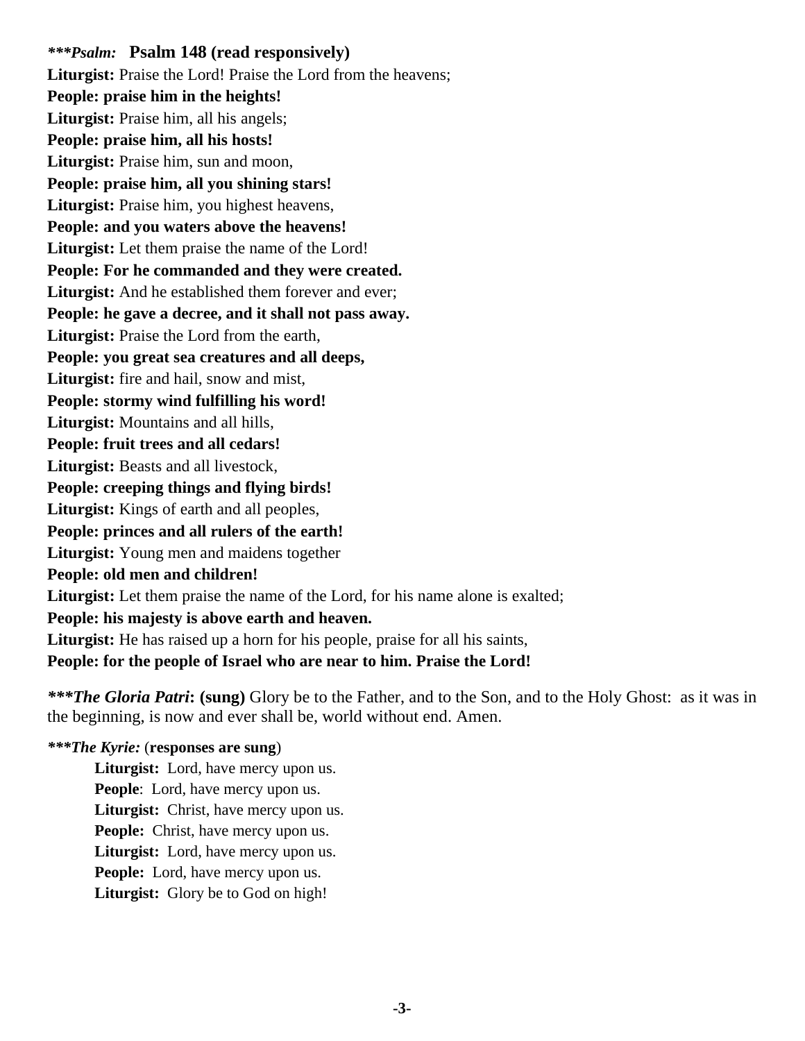***Psalm:* **Psalm 148 (read responsively)**

**Liturgist:** Praise the Lord! Praise the Lord from the heavens;
**People: praise him in the heights!**
**Liturgist:** Praise him, all his angels;
**People: praise him, all his hosts!**
**Liturgist:** Praise him, sun and moon,
**People: praise him, all you shining stars!**
**Liturgist:** Praise him, you highest heavens,
**People: and you waters above the heavens!**
**Liturgist:** Let them praise the name of the Lord!
**People: For he commanded and they were created.**
**Liturgist:** And he established them forever and ever;
**People: he gave a decree, and it shall not pass away.**
**Liturgist:** Praise the Lord from the earth,
**People: you great sea creatures and all deeps,**
**Liturgist:** fire and hail, snow and mist,
**People: stormy wind fulfilling his word!**
**Liturgist:** Mountains and all hills,
**People: fruit trees and all cedars!**
**Liturgist:** Beasts and all livestock,
**People: creeping things and flying birds!**
**Liturgist:** Kings of earth and all peoples,
**People: princes and all rulers of the earth!**
**Liturgist:** Young men and maidens together
**People: old men and children!**
**Liturgist:** Let them praise the name of the Lord, for his name alone is exalted;
**People: his majesty is above earth and heaven.**
**Liturgist:** He has raised up a horn for his people, praise for all his saints,
**People: for the people of Israel who are near to him. Praise the Lord!**

***\*\*\*The Gloria Patri*: (sung)** Glory be to the Father, and to the Son, and to the Holy Ghost: as it was in the beginning, is now and ever shall be, world without end. Amen.

***\*\*\*The Kyrie:*** (**responses are sung**)

**Liturgist:** Lord, have mercy upon us.
**People**: Lord, have mercy upon us.
**Liturgist:** Christ, have mercy upon us.
**People:** Christ, have mercy upon us.
**Liturgist:** Lord, have mercy upon us.
**People:** Lord, have mercy upon us.
**Liturgist:** Glory be to God on high!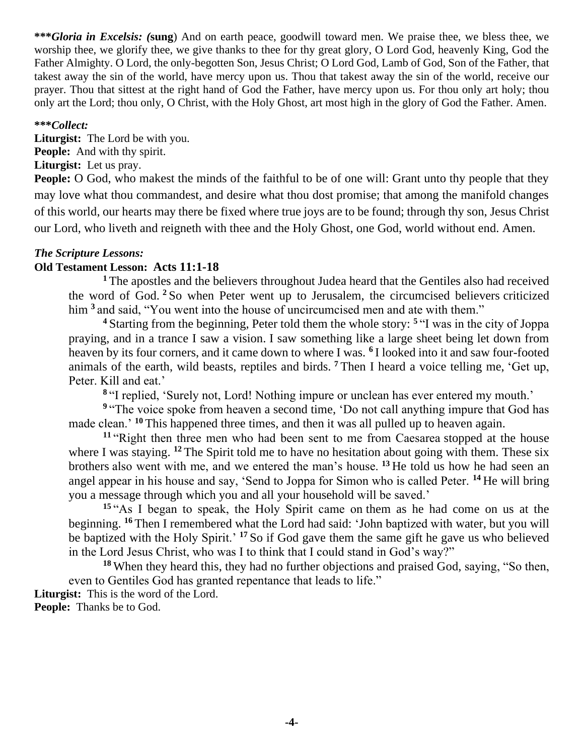***\*\*\*Gloria in Excelsis:* (sung**) And on earth peace, goodwill toward men. We praise thee, we bless thee, we worship thee, we glorify thee, we give thanks to thee for thy great glory, O Lord God, heavenly King, God the Father Almighty. O Lord, the only-begotten Son, Jesus Christ; O Lord God, Lamb of God, Son of the Father, that takest away the sin of the world, have mercy upon us. Thou that takest away the sin of the world, receive our prayer. Thou that sittest at the right hand of God the Father, have mercy upon us. For thou only art holy; thou only art the Lord; thou only, O Christ, with the Holy Ghost, art most high in the glory of God the Father. Amen.

***\*\*\*Collect:***

**Liturgist:** The Lord be with you.
**People:** And with thy spirit.
**Liturgist:** Let us pray.
**People:** O God, who makest the minds of the faithful to be of one will: Grant unto thy people that they may love what thou commandest, and desire what thou dost promise; that among the manifold changes of this world, our hearts may there be fixed where true joys are to be found; through thy son, Jesus Christ our Lord, who liveth and reigneth with thee and the Holy Ghost, one God, world without end. Amen.

***The Scripture Lessons:***

**Old Testament Lesson: Acts 11:1-18**

**1** The apostles and the believers throughout Judea heard that the Gentiles also had received the word of God. **2** So when Peter went up to Jerusalem, the circumcised believers criticized him **3** and said, "You went into the house of uncircumcised men and ate with them."

**4** Starting from the beginning, Peter told them the whole story: **5** "I was in the city of Joppa praying, and in a trance I saw a vision. I saw something like a large sheet being let down from heaven by its four corners, and it came down to where I was. **6** I looked into it and saw four-footed animals of the earth, wild beasts, reptiles and birds. **7** Then I heard a voice telling me, 'Get up, Peter. Kill and eat.'

**8** "I replied, 'Surely not, Lord! Nothing impure or unclean has ever entered my mouth.'

**9** "The voice spoke from heaven a second time, 'Do not call anything impure that God has made clean.' **10** This happened three times, and then it was all pulled up to heaven again.

**11** "Right then three men who had been sent to me from Caesarea stopped at the house where I was staying. **12** The Spirit told me to have no hesitation about going with them. These six brothers also went with me, and we entered the man's house. **13** He told us how he had seen an angel appear in his house and say, 'Send to Joppa for Simon who is called Peter. **14** He will bring you a message through which you and all your household will be saved.'

**15** "As I began to speak, the Holy Spirit came on them as he had come on us at the beginning. **16** Then I remembered what the Lord had said: 'John baptized with water, but you will be baptized with the Holy Spirit.' **17** So if God gave them the same gift he gave us who believed in the Lord Jesus Christ, who was I to think that I could stand in God's way?"

**18** When they heard this, they had no further objections and praised God, saying, "So then, even to Gentiles God has granted repentance that leads to life."

**Liturgist:** This is the word of the Lord.
**People:** Thanks be to God.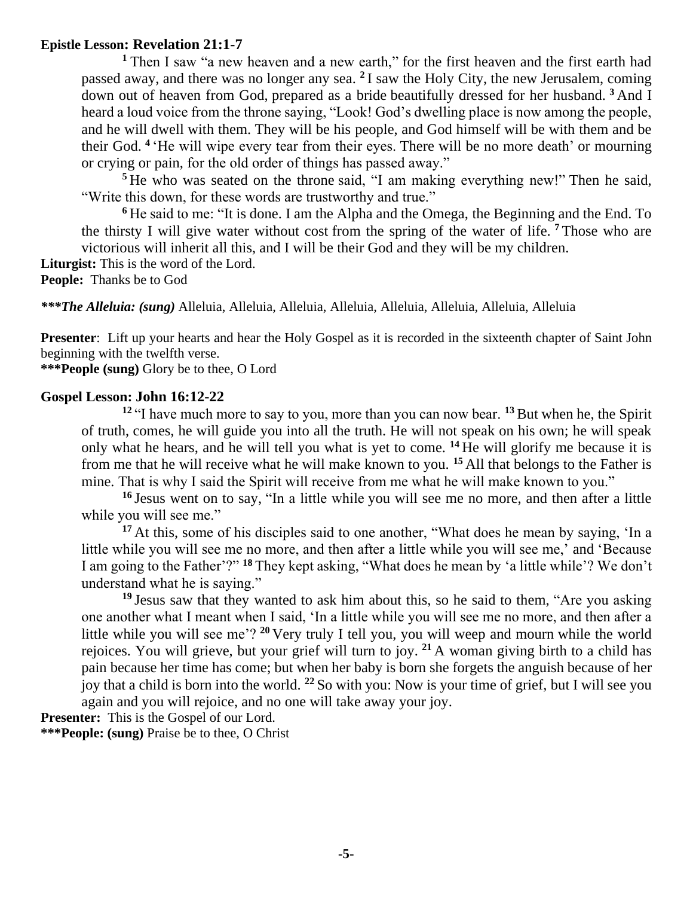**Epistle Lesson: Revelation 21:1-7**

[1] Then I saw "a new heaven and a new earth," for the first heaven and the first earth had passed away, and there was no longer any sea. [2] I saw the Holy City, the new Jerusalem, coming down out of heaven from God, prepared as a bride beautifully dressed for her husband. [3] And I heard a loud voice from the throne saying, "Look! God's dwelling place is now among the people, and he will dwell with them. They will be his people, and God himself will be with them and be their God. [4] 'He will wipe every tear from their eyes. There will be no more death' or mourning or crying or pain, for the old order of things has passed away."

[5] He who was seated on the throne said, "I am making everything new!" Then he said, "Write this down, for these words are trustworthy and true."

[6] He said to me: "It is done. I am the Alpha and the Omega, the Beginning and the End. To the thirsty I will give water without cost from the spring of the water of life. [7] Those who are victorious will inherit all this, and I will be their God and they will be my children.

**Liturgist:** This is the word of the Lord.
**People:** Thanks be to God

***\*\*\*The Alleluia: (sung)*** Alleluia, Alleluia, Alleluia, Alleluia, Alleluia, Alleluia, Alleluia, Alleluia

**Presenter**: Lift up your hearts and hear the Holy Gospel as it is recorded in the sixteenth chapter of Saint John beginning with the twelfth verse.
**\*\*\*People (sung)** Glory be to thee, O Lord

**Gospel Lesson: John 16:12-22**

[12] "I have much more to say to you, more than you can now bear. [13] But when he, the Spirit of truth, comes, he will guide you into all the truth. He will not speak on his own; he will speak only what he hears, and he will tell you what is yet to come. [14] He will glorify me because it is from me that he will receive what he will make known to you. [15] All that belongs to the Father is mine. That is why I said the Spirit will receive from me what he will make known to you."

[16] Jesus went on to say, "In a little while you will see me no more, and then after a little while you will see me."

[17] At this, some of his disciples said to one another, "What does he mean by saying, 'In a little while you will see me no more, and then after a little while you will see me,' and 'Because I am going to the Father'?" [18] They kept asking, "What does he mean by 'a little while'? We don't understand what he is saying."

[19] Jesus saw that they wanted to ask him about this, so he said to them, "Are you asking one another what I meant when I said, 'In a little while you will see me no more, and then after a little while you will see me'? [20] Very truly I tell you, you will weep and mourn while the world rejoices. You will grieve, but your grief will turn to joy. [21] A woman giving birth to a child has pain because her time has come; but when her baby is born she forgets the anguish because of her joy that a child is born into the world. [22] So with you: Now is your time of grief, but I will see you again and you will rejoice, and no one will take away your joy.

**Presenter:** This is the Gospel of our Lord.
**\*\*\*People: (sung)** Praise be to thee, O Christ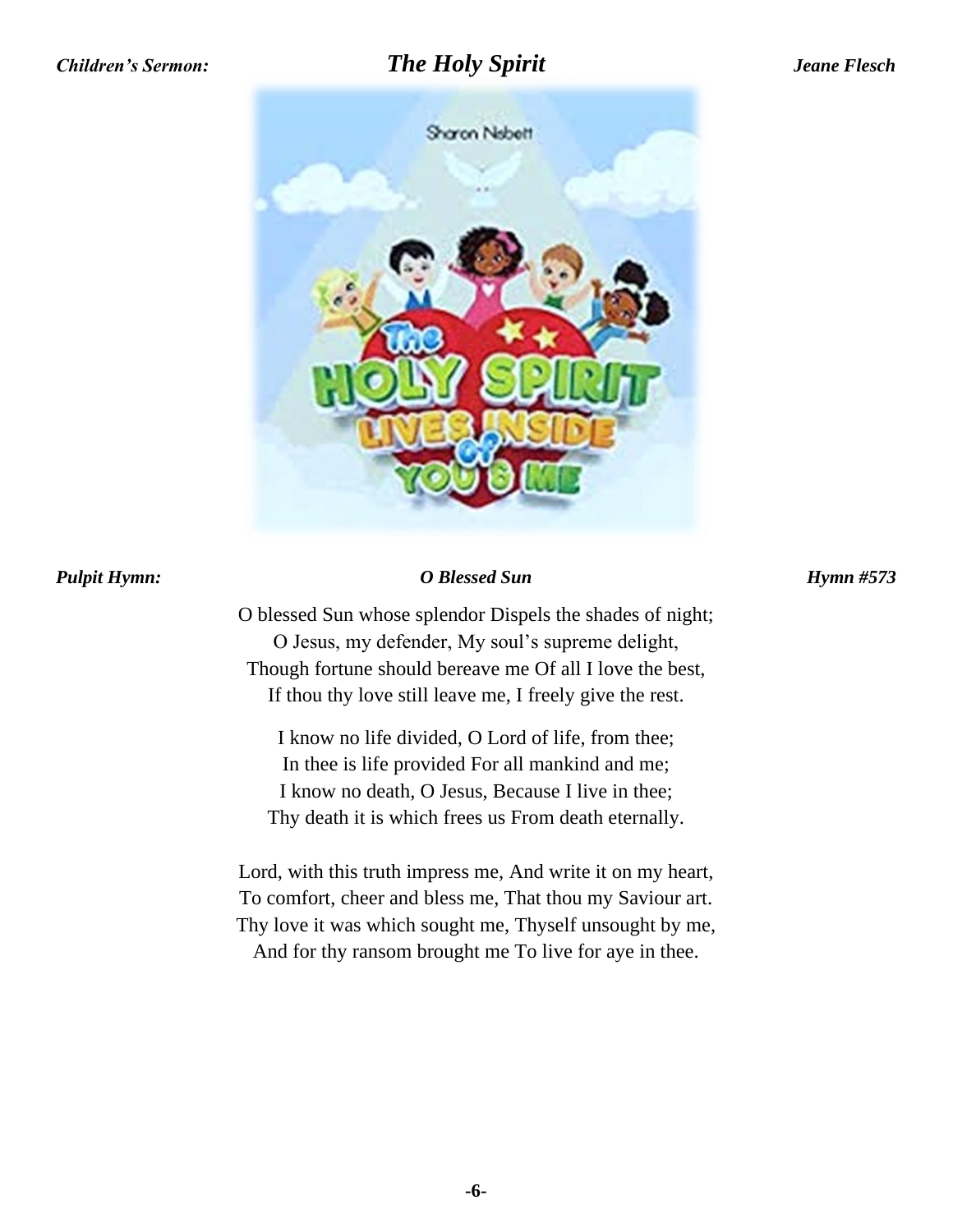***Children's Sermon:*** ***The Holy Spirit*** ***Jeane Flesch***

***Pulpit Hymn:*** ***O Blessed Sun*** ***Hymn #573***

O blessed Sun whose splendor Dispels the shades of night;
O Jesus, my defender, My soul's supreme delight,
Though fortune should bereave me Of all I love the best,
If thou thy love still leave me, I freely give the rest.

I know no life divided, O Lord of life, from thee;
In thee is life provided For all mankind and me;
I know no death, O Jesus, Because I live in thee;
Thy death it is which frees us From death eternally.

Lord, with this truth impress me, And write it on my heart,
To comfort, cheer and bless me, That thou my Saviour art.
Thy love it was which sought me, Thyself unsought by me,
And for thy ransom brought me To live for aye in thee.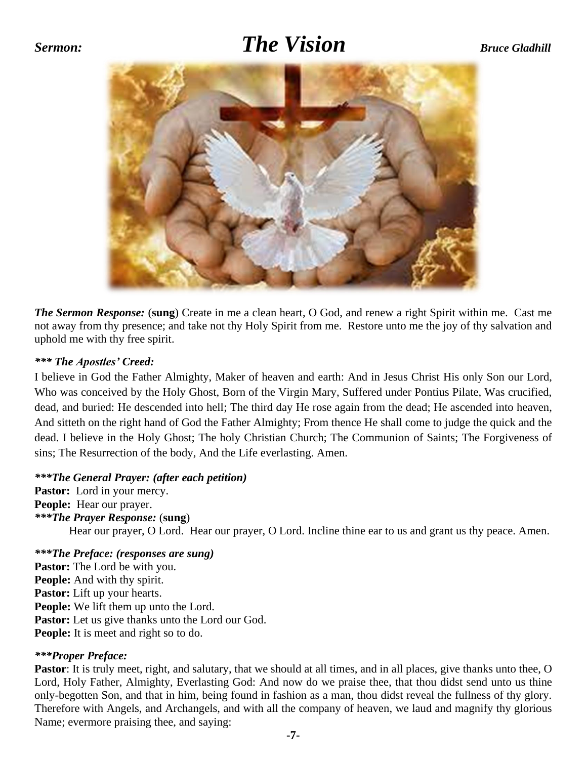***Sermon:*** ***The Vision*** ***Bruce Gladhill***

***The Sermon Response:*** (**sung**) Create in me a clean heart, O God, and renew a right Spirit within me. Cast me not away from thy presence; and take not thy Holy Spirit from me. Restore unto me the joy of thy salvation and uphold me with thy free spirit.

***\*\*\* The Apostles' Creed:***

I believe in God the Father Almighty, Maker of heaven and earth: And in Jesus Christ His only Son our Lord, Who was conceived by the Holy Ghost, Born of the Virgin Mary, Suffered under Pontius Pilate, Was crucified, dead, and buried: He descended into hell; The third day He rose again from the dead; He ascended into heaven, And sitteth on the right hand of God the Father Almighty; From thence He shall come to judge the quick and the dead. I believe in the Holy Ghost; The holy Christian Church; The Communion of Saints; The Forgiveness of sins; The Resurrection of the body, And the Life everlasting. Amen.

***\*\*\*The General Prayer: (after each petition)***

**Pastor:** Lord in your mercy.
**People:** Hear our prayer.

***\*\*\*The Prayer Response:*** (**sung**)

Hear our prayer, O Lord. Hear our prayer, O Lord. Incline thine ear to us and grant us thy peace. Amen.

***\*\*\*The Preface: (responses are sung)***

**Pastor:** The Lord be with you.
**People:** And with thy spirit.
**Pastor:** Lift up your hearts.
**People:** We lift them up unto the Lord.
**Pastor:** Let us give thanks unto the Lord our God.
**People:** It is meet and right so to do.

***\*\*\*Proper Preface:***

**Pastor**: It is truly meet, right, and salutary, that we should at all times, and in all places, give thanks unto thee, O Lord, Holy Father, Almighty, Everlasting God: And now do we praise thee, that thou didst send unto us thine only-begotten Son, and that in him, being found in fashion as a man, thou didst reveal the fullness of thy glory. Therefore with Angels, and Archangels, and with all the company of heaven, we laud and magnify thy glorious Name; evermore praising thee, and saying: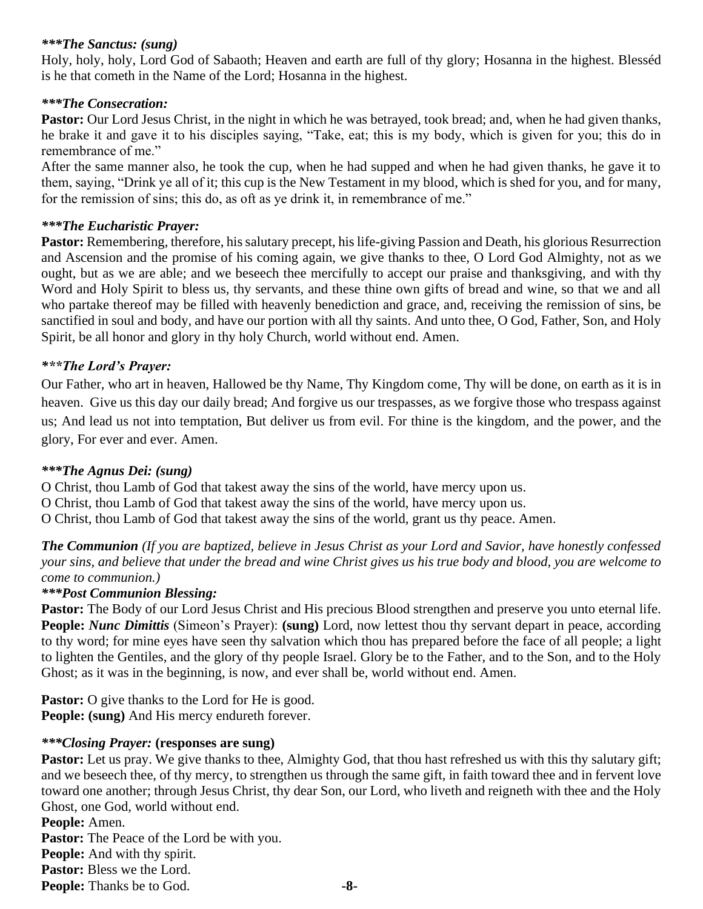***The Sanctus: (sung)***
Holy, holy, holy, Lord God of Sabaoth; Heaven and earth are full of thy glory; Hosanna in the highest. Blesséd is he that cometh in the Name of the Lord; Hosanna in the highest.

***The Consecration:***
**Pastor:** Our Lord Jesus Christ, in the night in which he was betrayed, took bread; and, when he had given thanks, he brake it and gave it to his disciples saying, "Take, eat; this is my body, which is given for you; this do in remembrance of me."
After the same manner also, he took the cup, when he had supped and when he had given thanks, he gave it to them, saying, "Drink ye all of it; this cup is the New Testament in my blood, which is shed for you, and for many, for the remission of sins; this do, as oft as ye drink it, in remembrance of me."

***The Eucharistic Prayer:***
**Pastor:** Remembering, therefore, his salutary precept, his life-giving Passion and Death, his glorious Resurrection and Ascension and the promise of his coming again, we give thanks to thee, O Lord God Almighty, not as we ought, but as we are able; and we beseech thee mercifully to accept our praise and thanksgiving, and with thy Word and Holy Spirit to bless us, thy servants, and these thine own gifts of bread and wine, so that we and all who partake thereof may be filled with heavenly benediction and grace, and, receiving the remission of sins, be sanctified in soul and body, and have our portion with all thy saints. And unto thee, O God, Father, Son, and Holy Spirit, be all honor and glory in thy holy Church, world without end. Amen.

***The Lord's Prayer:***
Our Father, who art in heaven, Hallowed be thy Name, Thy Kingdom come, Thy will be done, on earth as it is in heaven. Give us this day our daily bread; And forgive us our trespasses, as we forgive those who trespass against us; And lead us not into temptation, But deliver us from evil. For thine is the kingdom, and the power, and the glory, For ever and ever. Amen.

***The Agnus Dei: (sung)***
O Christ, thou Lamb of God that takest away the sins of the world, have mercy upon us.
O Christ, thou Lamb of God that takest away the sins of the world, have mercy upon us.
O Christ, thou Lamb of God that takest away the sins of the world, grant us thy peace. Amen.

***The Communion*** *(If you are baptized, believe in Jesus Christ as your Lord and Savior, have honestly confessed your sins, and believe that under the bread and wine Christ gives us his true body and blood, you are welcome to come to communion.)*

***Post Communion Blessing:***
**Pastor:** The Body of our Lord Jesus Christ and His precious Blood strengthen and preserve you unto eternal life.
**People:** ***Nunc Dimittis*** (Simeon's Prayer): **(sung)** Lord, now lettest thou thy servant depart in peace, according to thy word; for mine eyes have seen thy salvation which thou has prepared before the face of all people; a light to lighten the Gentiles, and the glory of thy people Israel. Glory be to the Father, and to the Son, and to the Holy Ghost; as it was in the beginning, is now, and ever shall be, world without end. Amen.

**Pastor:** O give thanks to the Lord for He is good.
**People: (sung)** And His mercy endureth forever.

***Closing Prayer:* (responses are sung)**
**Pastor:** Let us pray. We give thanks to thee, Almighty God, that thou hast refreshed us with this thy salutary gift; and we beseech thee, of thy mercy, to strengthen us through the same gift, in faith toward thee and in fervent love toward one another; through Jesus Christ, thy dear Son, our Lord, who liveth and reigneth with thee and the Holy Ghost, one God, world without end.
**People:** Amen.
**Pastor:** The Peace of the Lord be with you.
**People:** And with thy spirit.
**Pastor:** Bless we the Lord.
**People:** Thanks be to God.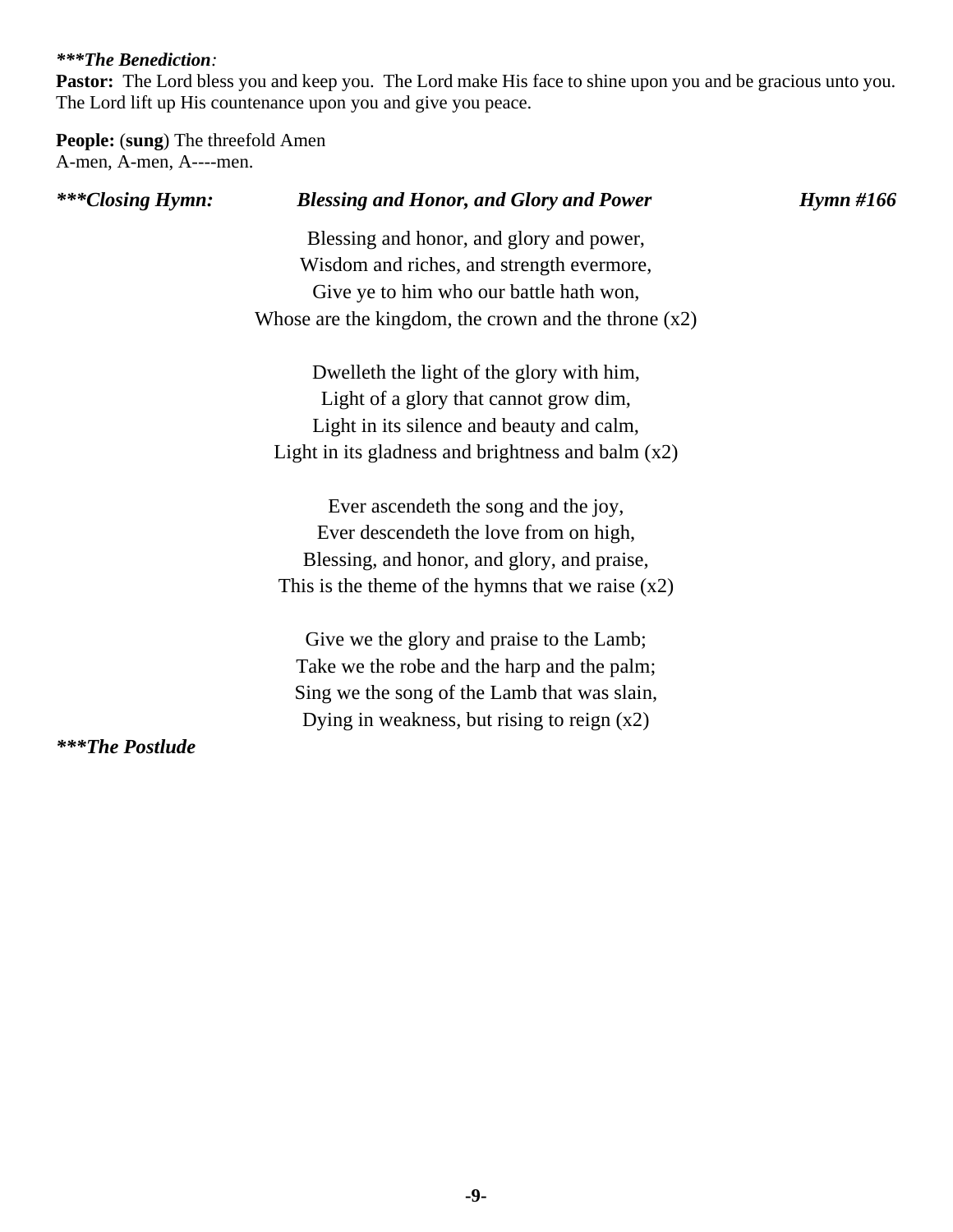***The Benediction*:**

**Pastor:** The Lord bless you and keep you. The Lord make His face to shine upon you and be gracious unto you. The Lord lift up His countenance upon you and give you peace.

**People:** (**sung**) The threefold Amen
A-men, A-men, A----men.

***\*\*\*Closing Hymn: Blessing and Honor, and Glory and Power — Hymn #166***

Blessing and honor, and glory and power,
Wisdom and riches, and strength evermore,
Give ye to him who our battle hath won,
Whose are the kingdom, the crown and the throne (x2)

Dwelleth the light of the glory with him,
Light of a glory that cannot grow dim,
Light in its silence and beauty and calm,
Light in its gladness and brightness and balm (x2)

Ever ascendeth the song and the joy,
Ever descendeth the love from on high,
Blessing, and honor, and glory, and praise,
This is the theme of the hymns that we raise (x2)

Give we the glory and praise to the Lamb;
Take we the robe and the harp and the palm;
Sing we the song of the Lamb that was slain,
Dying in weakness, but rising to reign (x2)

***\*\*\*The Postlude***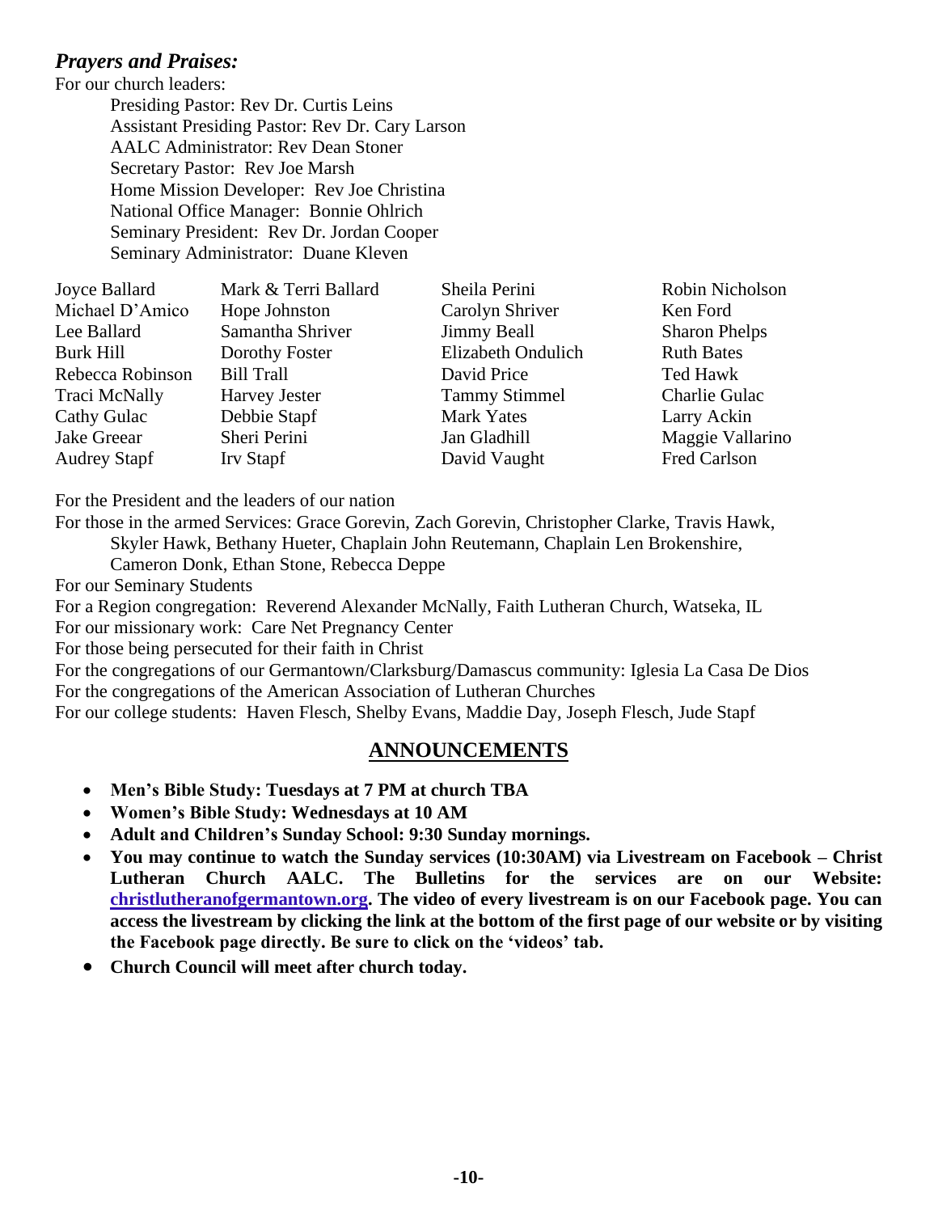### *Prayers and Praises:*

For our church leaders:

Presiding Pastor: Rev Dr. Curtis Leins
Assistant Presiding Pastor: Rev Dr. Cary Larson
AALC Administrator: Rev Dean Stoner
Secretary Pastor: Rev Joe Marsh
Home Mission Developer: Rev Joe Christina
National Office Manager: Bonnie Ohlrich
Seminary President: Rev Dr. Jordan Cooper
Seminary Administrator: Duane Kleven

| | | | |
|---|---|---|---|
| Joyce Ballard | Mark & Terri Ballard | Sheila Perini | Robin Nicholson |
| Michael D'Amico | Hope Johnston | Carolyn Shriver | Ken Ford |
| Lee Ballard | Samantha Shriver | Jimmy Beall | Sharon Phelps |
| Burk Hill | Dorothy Foster | Elizabeth Ondulich | Ruth Bates |
| Rebecca Robinson | Bill Trall | David Price | Ted Hawk |
| Traci McNally | Harvey Jester | Tammy Stimmel | Charlie Gulac |
| Cathy Gulac | Debbie Stapf | Mark Yates | Larry Ackin |
| Jake Greear | Sheri Perini | Jan Gladhill | Maggie Vallarino |
| Audrey Stapf | Irv Stapf | David Vaught | Fred Carlson |

For the President and the leaders of our nation

For those in the armed Services: Grace Gorevin, Zach Gorevin, Christopher Clarke, Travis Hawk, Skyler Hawk, Bethany Hueter, Chaplain John Reutemann, Chaplain Len Brokenshire, Cameron Donk, Ethan Stone, Rebecca Deppe

For our Seminary Students

For a Region congregation: Reverend Alexander McNally, Faith Lutheran Church, Watseka, IL

For our missionary work: Care Net Pregnancy Center

For those being persecuted for their faith in Christ

For the congregations of our Germantown/Clarksburg/Damascus community: Iglesia La Casa De Dios

For the congregations of the American Association of Lutheran Churches

For our college students: Haven Flesch, Shelby Evans, Maddie Day, Joseph Flesch, Jude Stapf

## ANNOUNCEMENTS

- **Men's Bible Study: Tuesdays at 7 PM at church TBA**
- **Women's Bible Study: Wednesdays at 10 AM**
- **Adult and Children's Sunday School: 9:30 Sunday mornings.**
- **You may continue to watch the Sunday services (10:30AM) via Livestream on Facebook – Christ Lutheran Church AALC. The Bulletins for the services are on our Website: christlutheranofgermantown.org. The video of every livestream is on our Facebook page. You can access the livestream by clicking the link at the bottom of the first page of our website or by visiting the Facebook page directly. Be sure to click on the 'videos' tab.**
- **Church Council will meet after church today.**